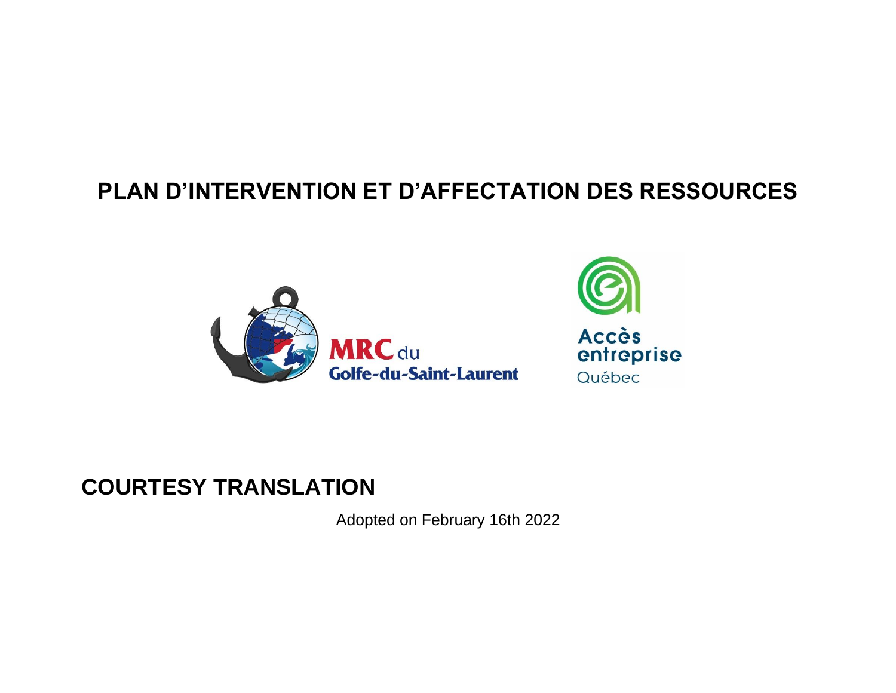# PLAN D'INTERVENTION ET D'AFFECTATION DES RESSOURCES

MRC du Golfe-du-Saint-Laurent

Accès entreprise Québec

## COURTESY TRANSLATION

Adopted on February 16th 2022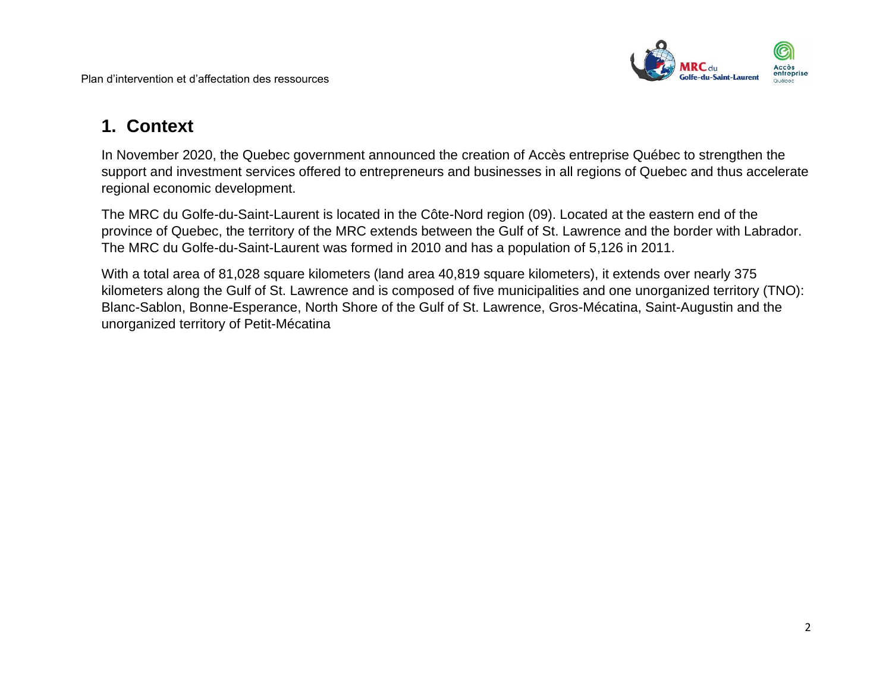## 1. Context

In November 2020, the Quebec government announced the creation of Accès entreprise Québec to strengthen the support and investment services offered to entrepreneurs and businesses in all regions of Quebec and thus accelerate regional economic development.

The MRC du Golfe-du-Saint-Laurent is located in the Côte-Nord region (09). Located at the eastern end of the province of Quebec, the territory of the MRC extends between the Gulf of St. Lawrence and the border with Labrador. The MRC du Golfe-du-Saint-Laurent was formed in 2010 and has a population of 5,126 in 2011.

With a total area of 81,028 square kilometers (land area 40,819 square kilometers), it extends over nearly 375 kilometers along the Gulf of St. Lawrence and is composed of five municipalities and one unorganized territory (TNO): Blanc-Sablon, Bonne-Esperance, North Shore of the Gulf of St. Lawrence, Gros-Mécatina, Saint-Augustin and the unorganized territory of Petit-Mécatina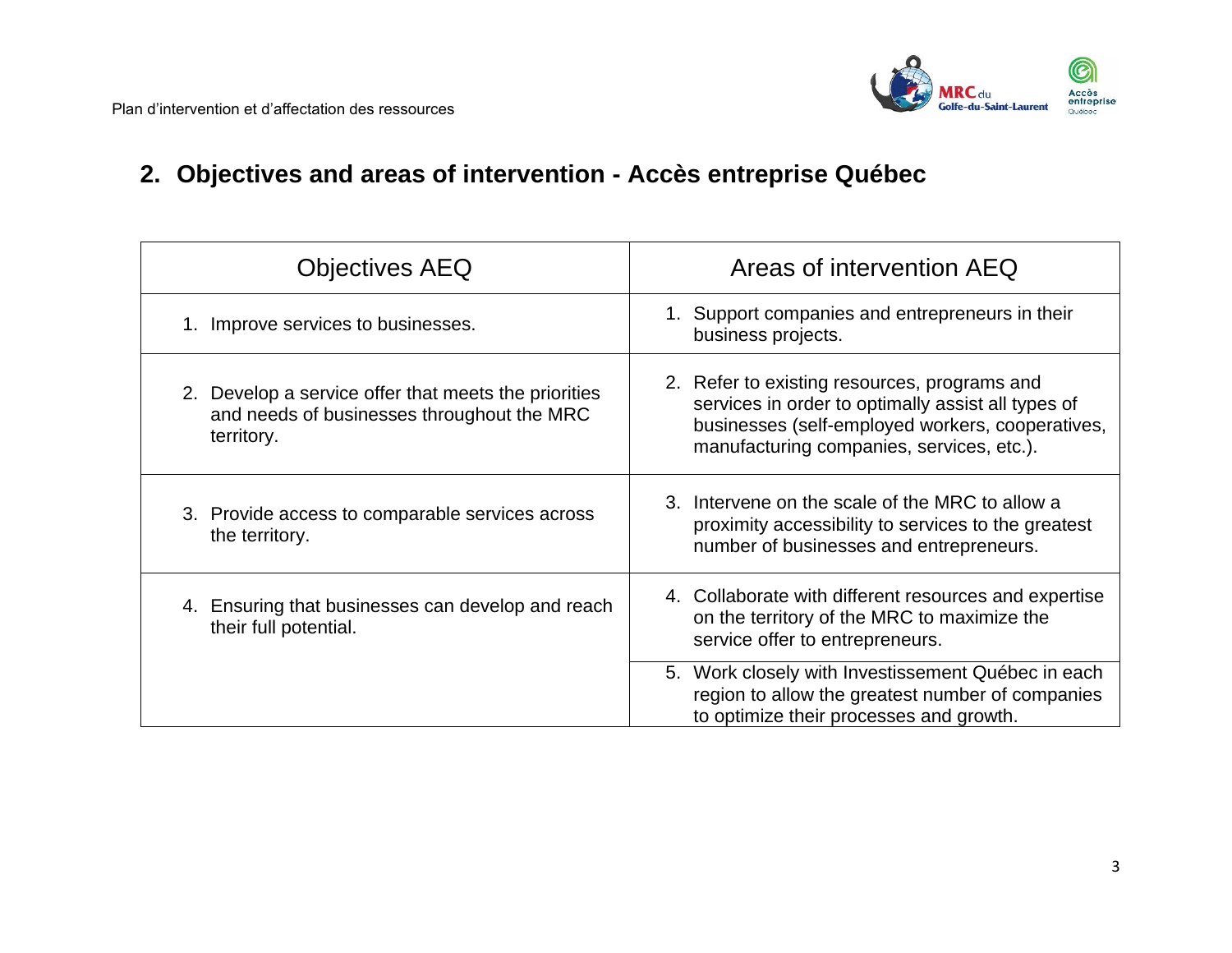## 2. Objectives and areas of intervention - Accès entreprise Québec

| Objectives AEQ | Areas of intervention AEQ |
| --- | --- |
| 1. Improve services to businesses. | 1. Support companies and entrepreneurs in their business projects. |
| 2. Develop a service offer that meets the priorities and needs of businesses throughout the MRC territory. | 2. Refer to existing resources, programs and services in order to optimally assist all types of businesses (self-employed workers, cooperatives, manufacturing companies, services, etc.). |
| 3. Provide access to comparable services across the territory. | 3. Intervene on the scale of the MRC to allow a proximity accessibility to services to the greatest number of businesses and entrepreneurs. |
| 4. Ensuring that businesses can develop and reach their full potential. | 4. Collaborate with different resources and expertise on the territory of the MRC to maximize the service offer to entrepreneurs. |
| | 5. Work closely with Investissement Québec in each region to allow the greatest number of companies to optimize their processes and growth. |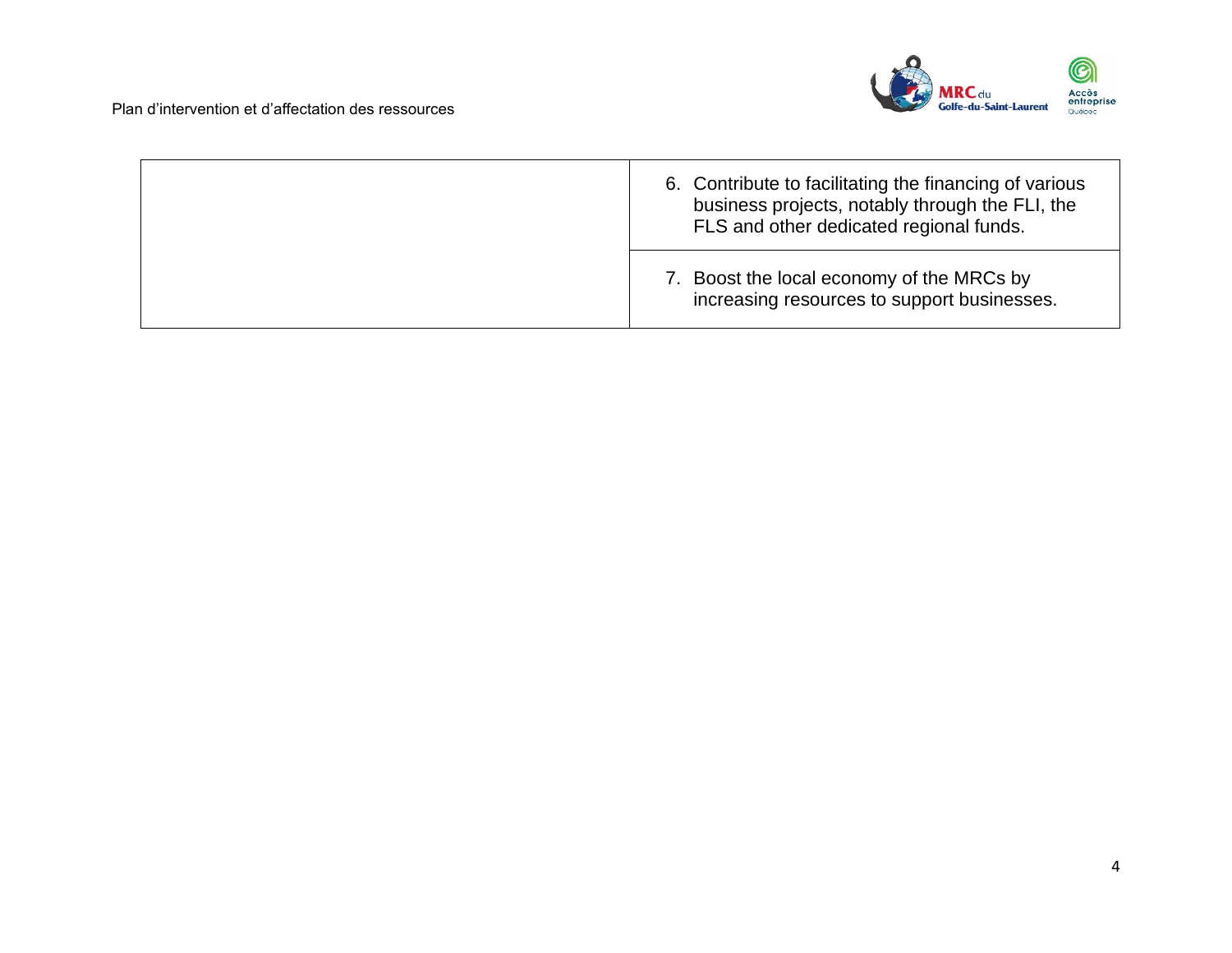| | |
|---|---|
| | 6. Contribute to facilitating the financing of various business projects, notably through the FLI, the FLS and other dedicated regional funds. |
| | 7. Boost the local economy of the MRCs by increasing resources to support businesses. |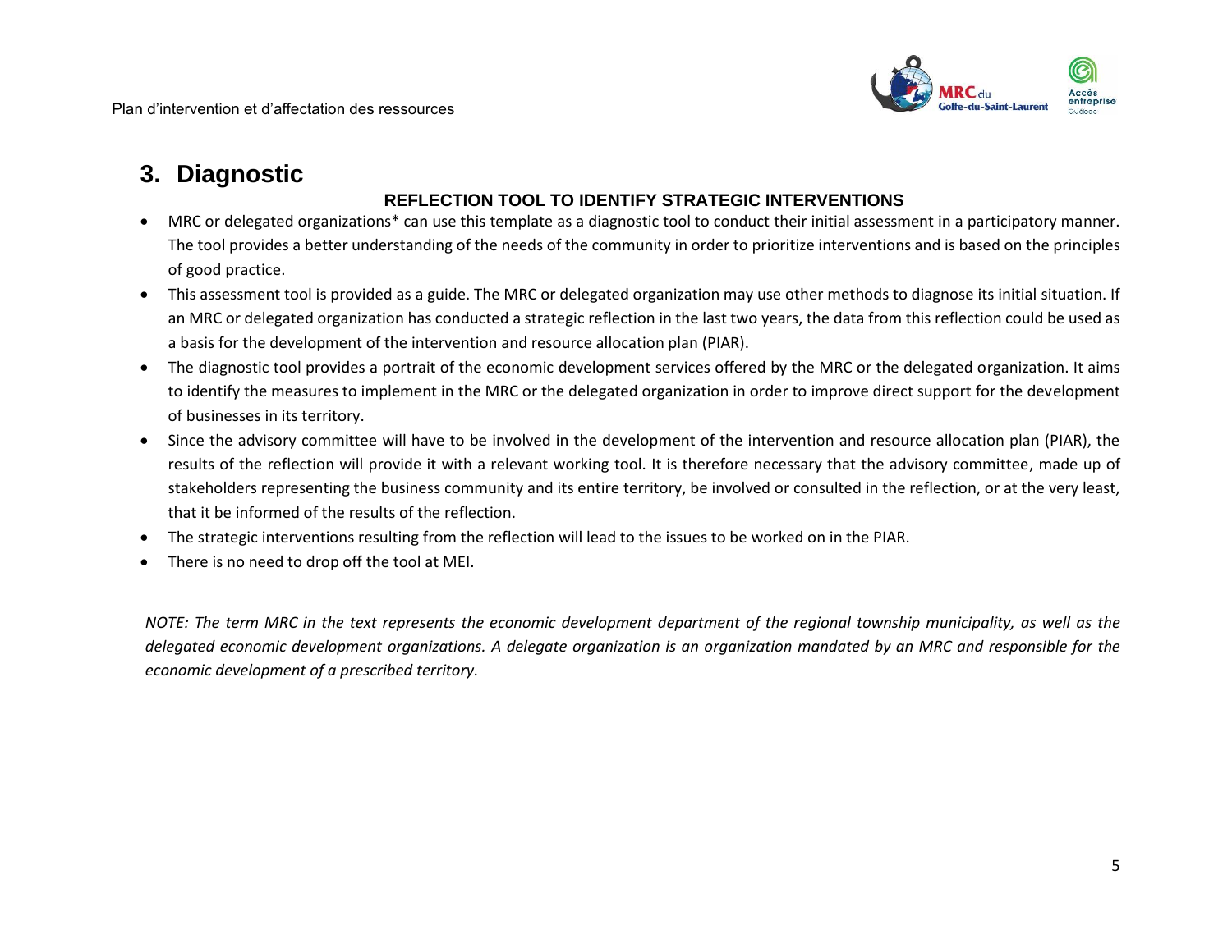# 3. Diagnostic

### REFLECTION TOOL TO IDENTIFY STRATEGIC INTERVENTIONS

- MRC or delegated organizations* can use this template as a diagnostic tool to conduct their initial assessment in a participatory manner. The tool provides a better understanding of the needs of the community in order to prioritize interventions and is based on the principles of good practice.
- This assessment tool is provided as a guide. The MRC or delegated organization may use other methods to diagnose its initial situation. If an MRC or delegated organization has conducted a strategic reflection in the last two years, the data from this reflection could be used as a basis for the development of the intervention and resource allocation plan (PIAR).
- The diagnostic tool provides a portrait of the economic development services offered by the MRC or the delegated organization. It aims to identify the measures to implement in the MRC or the delegated organization in order to improve direct support for the development of businesses in its territory.
- Since the advisory committee will have to be involved in the development of the intervention and resource allocation plan (PIAR), the results of the reflection will provide it with a relevant working tool. It is therefore necessary that the advisory committee, made up of stakeholders representing the business community and its entire territory, be involved or consulted in the reflection, or at the very least, that it be informed of the results of the reflection.
- The strategic interventions resulting from the reflection will lead to the issues to be worked on in the PIAR.
- There is no need to drop off the tool at MEI.

*NOTE: The term MRC in the text represents the economic development department of the regional township municipality, as well as the delegated economic development organizations. A delegate organization is an organization mandated by an MRC and responsible for the economic development of a prescribed territory.*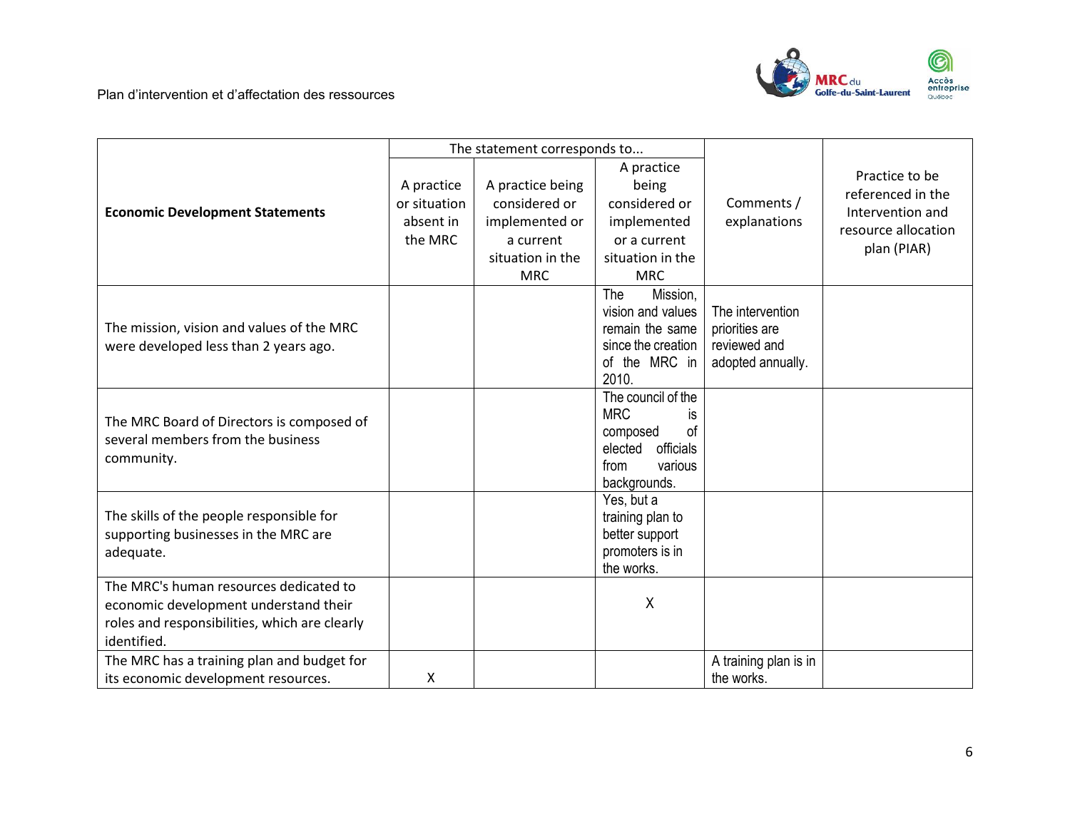| Economic Development Statements | The statement corresponds to... | | | Comments / explanations | Practice to be referenced in the Intervention and resource allocation plan (PIAR) |
|---|---|---|---|---|---|
| | A practice or situation absent in the MRC | A practice being considered or implemented or a current situation in the MRC | A practice being considered or implemented or a current situation in the MRC | | |
| The mission, vision and values of the MRC were developed less than 2 years ago. | | | The Mission, vision and values remain the same since the creation of the MRC in 2010. | The intervention priorities are reviewed and adopted annually. | |
| The MRC Board of Directors is composed of several members from the business community. | | | The council of the MRC is composed of elected officials from various backgrounds. | | |
| The skills of the people responsible for supporting businesses in the MRC are adequate. | | | Yes, but a training plan to better support promoters is in the works. | | |
| The MRC's human resources dedicated to economic development understand their roles and responsibilities, which are clearly identified. | | | X | | |
| The MRC has a training plan and budget for its economic development resources. | X | | | A training plan is in the works. | |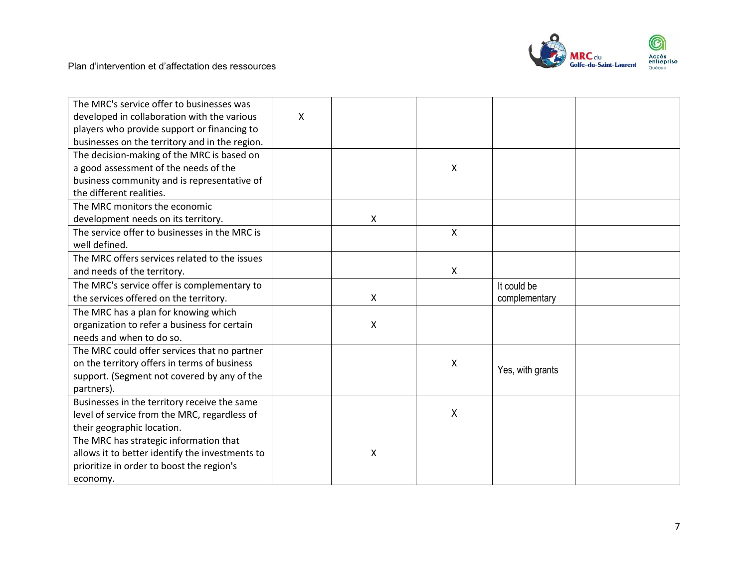| | | | | | |
|---|---|---|---|---|---|
| The MRC's service offer to businesses was developed in collaboration with the various players who provide support or financing to businesses on the territory and in the region. | X | | | | |
| The decision-making of the MRC is based on a good assessment of the needs of the business community and is representative of the different realities. | | | X | | |
| The MRC monitors the economic development needs on its territory. | | X | | | |
| The service offer to businesses in the MRC is well defined. | | | X | | |
| The MRC offers services related to the issues and needs of the territory. | | | X | | |
| The MRC's service offer is complementary to the services offered on the territory. | | X | | It could be complementary | |
| The MRC has a plan for knowing which organization to refer a business for certain needs and when to do so. | | X | | | |
| The MRC could offer services that no partner on the territory offers in terms of business support. (Segment not covered by any of the partners). | | | X | Yes, with grants | |
| Businesses in the territory receive the same level of service from the MRC, regardless of their geographic location. | | | X | | |
| The MRC has strategic information that allows it to better identify the investments to prioritize in order to boost the region's economy. | | X | | | |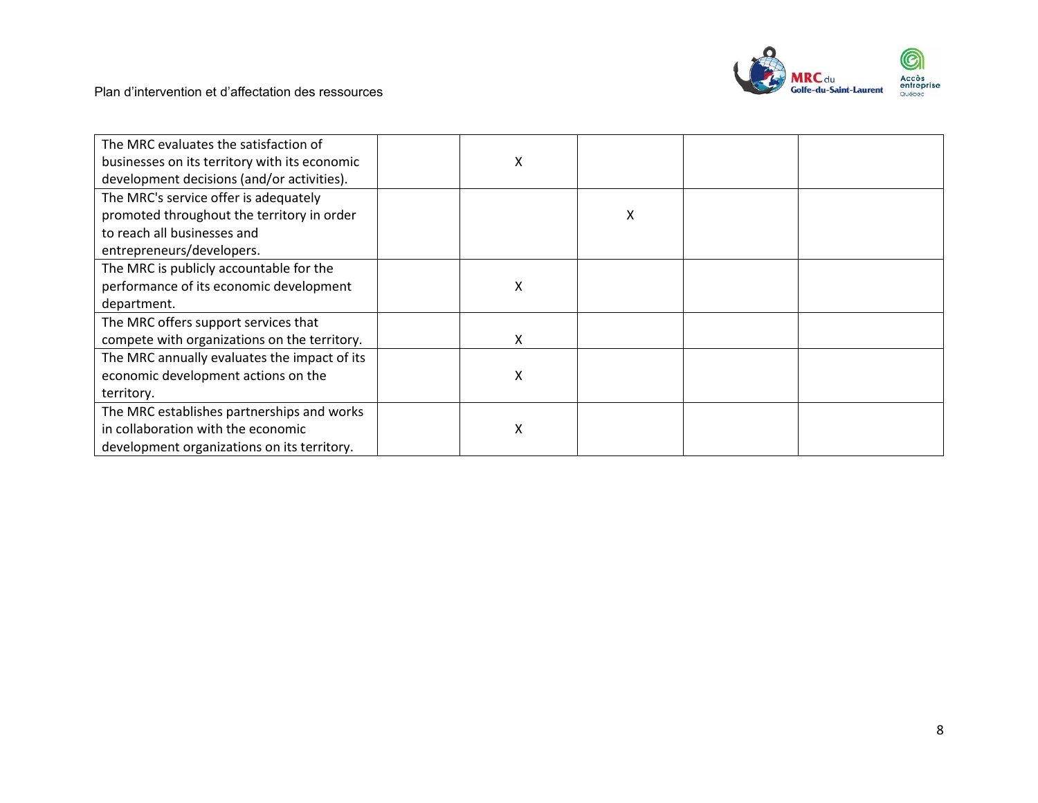| | | | | | |
|---|---|---|---|---|---|
| The MRC evaluates the satisfaction of businesses on its territory with its economic development decisions (and/or activities). | | X | | | |
| The MRC's service offer is adequately promoted throughout the territory in order to reach all businesses and entrepreneurs/developers. | | | X | | |
| The MRC is publicly accountable for the performance of its economic development department. | | X | | | |
| The MRC offers support services that compete with organizations on the territory. | | X | | | |
| The MRC annually evaluates the impact of its economic development actions on the territory. | | X | | | |
| The MRC establishes partnerships and works in collaboration with the economic development organizations on its territory. | | X | | | |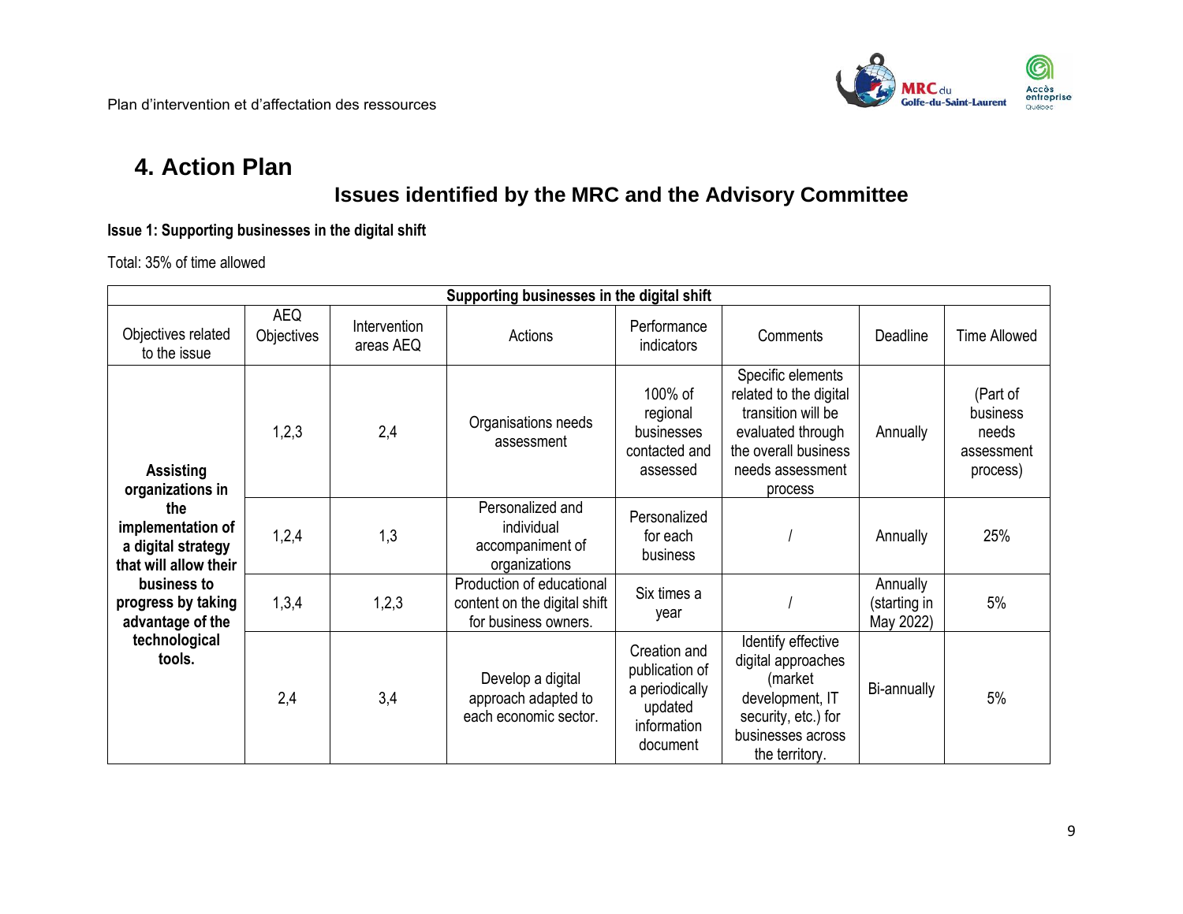# 4. Action Plan

## Issues identified by the MRC and the Advisory Committee

**Issue 1: Supporting businesses in the digital shift**

Total: 35% of time allowed

| Supporting businesses in the digital shift | | | | | | | |
|---|---|---|---|---|---|---|---|
| Objectives related to the issue | AEQ Objectives | Intervention areas AEQ | Actions | Performance indicators | Comments | Deadline | Time Allowed |
| **Assisting organizations in the implementation of a digital strategy that will allow their business to progress by taking advantage of the technological tools.** | 1,2,3 | 2,4 | Organisations needs assessment | 100% of regional businesses contacted and assessed | Specific elements related to the digital transition will be evaluated through the overall business needs assessment process | Annually | (Part of business needs assessment process) |
| | 1,2,4 | 1,3 | Personalized and individual accompaniment of organizations | Personalized for each business | / | Annually | 25% |
| | 1,3,4 | 1,2,3 | Production of educational content on the digital shift for business owners. | Six times a year | / | Annually (starting in May 2022) | 5% |
| | 2,4 | 3,4 | Develop a digital approach adapted to each economic sector. | Creation and publication of a periodically updated information document | Identify effective digital approaches (market development, IT security, etc.) for businesses across the territory. | Bi-annually | 5% |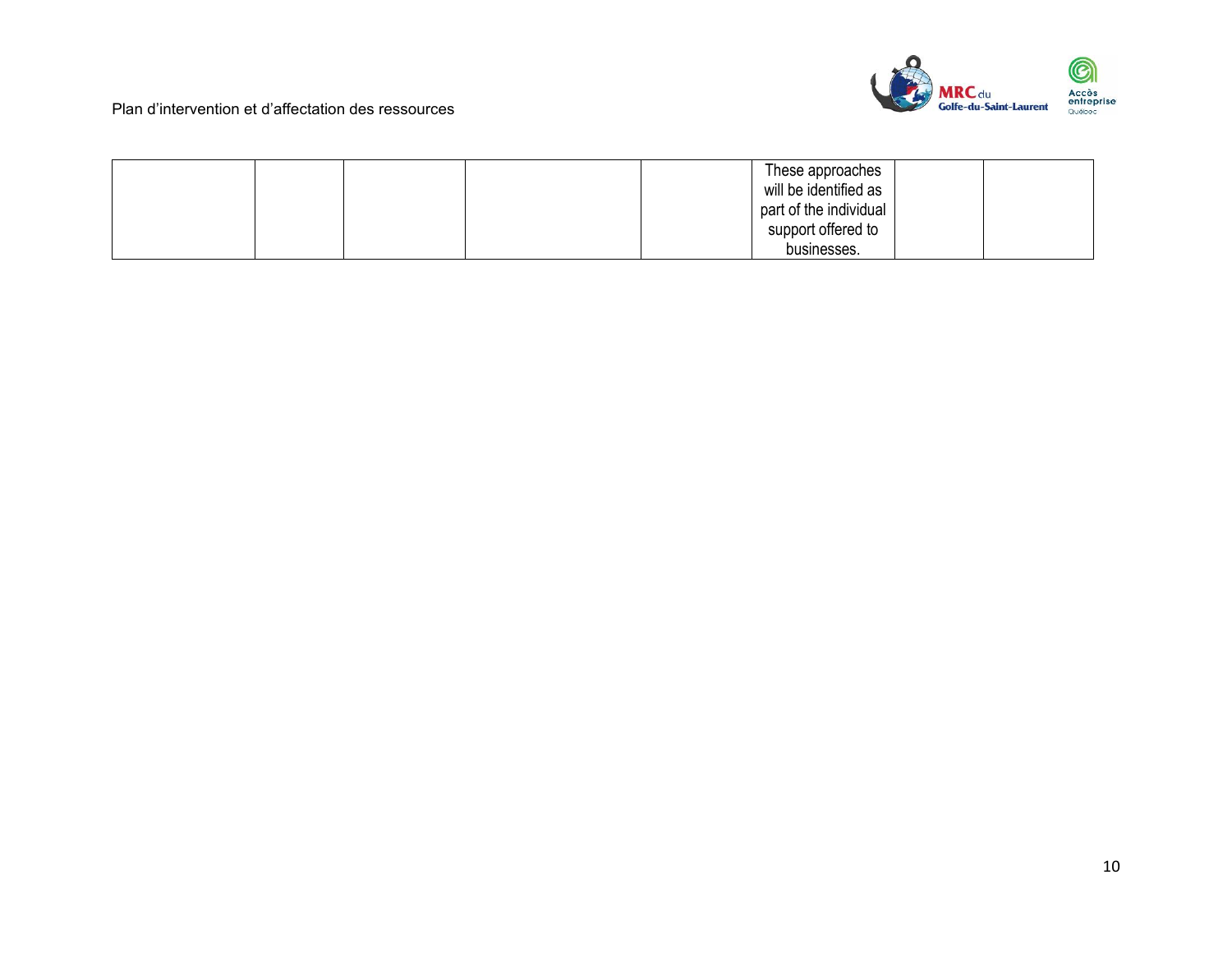|  |  |  |  |  |  |  |  |
|---|---|---|---|---|---|---|---|
|  |  |  |  |  | These approaches will be identified as part of the individual support offered to businesses. |  |  |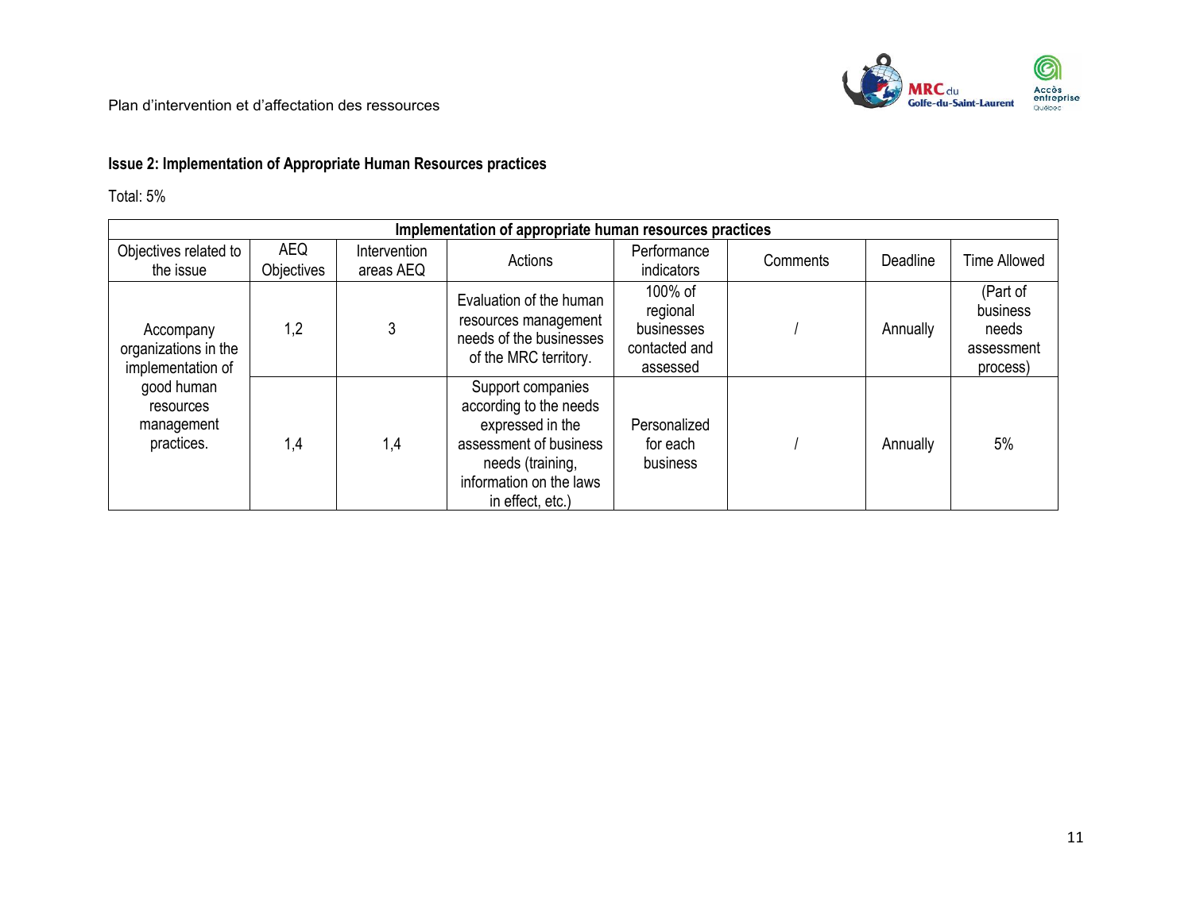### Issue 2: Implementation of Appropriate Human Resources practices

Total: 5%

| Implementation of appropriate human resources practices | | | | | | | |
|---|---|---|---|---|---|---|---|
| Objectives related to the issue | AEQ Objectives | Intervention areas AEQ | Actions | Performance indicators | Comments | Deadline | Time Allowed |
| Accompany organizations in the implementation of good human resources management practices. | 1,2 | 3 | Evaluation of the human resources management needs of the businesses of the MRC territory. | 100% of regional businesses contacted and assessed | / | Annually | (Part of business needs assessment process) |
| | 1,4 | 1,4 | Support companies according to the needs expressed in the assessment of business needs (training, information on the laws in effect, etc.) | Personalized for each business | / | Annually | 5% |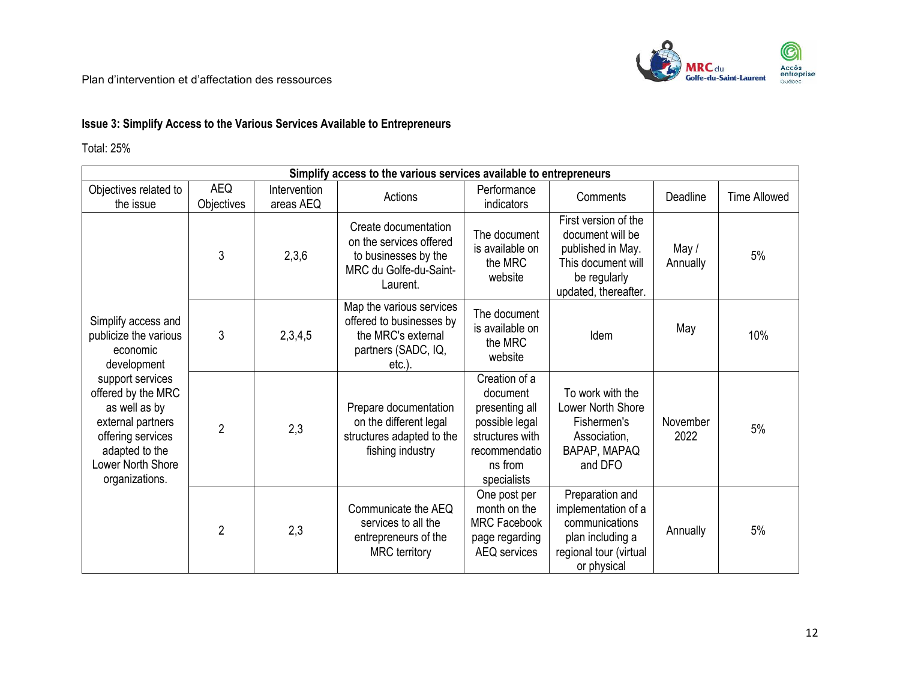### Issue 3: Simplify Access to the Various Services Available to Entrepreneurs

Total: 25%

| Simplify access to the various services available to entrepreneurs | | | | | | | |
|---|---|---|---|---|---|---|---|
| Objectives related to the issue | AEQ Objectives | Intervention areas AEQ | Actions | Performance indicators | Comments | Deadline | Time Allowed |
| Simplify access and publicize the various economic development support services offered by the MRC as well as by external partners offering services adapted to the Lower North Shore organizations. | 3 | 2,3,6 | Create documentation on the services offered to businesses by the MRC du Golfe-du-Saint-Laurent. | The document is available on the MRC website | First version of the document will be published in May. This document will be regularly updated, thereafter. | May / Annually | 5% |
| | 3 | 2,3,4,5 | Map the various services offered to businesses by the MRC's external partners (SADC, IQ, etc.). | The document is available on the MRC website | Idem | May | 10% |
| | 2 | 2,3 | Prepare documentation on the different legal structures adapted to the fishing industry | Creation of a document presenting all possible legal structures with recommendations from specialists | To work with the Lower North Shore Fishermen's Association, BAPAP, MAPAQ and DFO | November 2022 | 5% |
| | 2 | 2,3 | Communicate the AEQ services to all the entrepreneurs of the MRC territory | One post per month on the MRC Facebook page regarding AEQ services | Preparation and implementation of a communications plan including a regional tour (virtual or physical | Annually | 5% |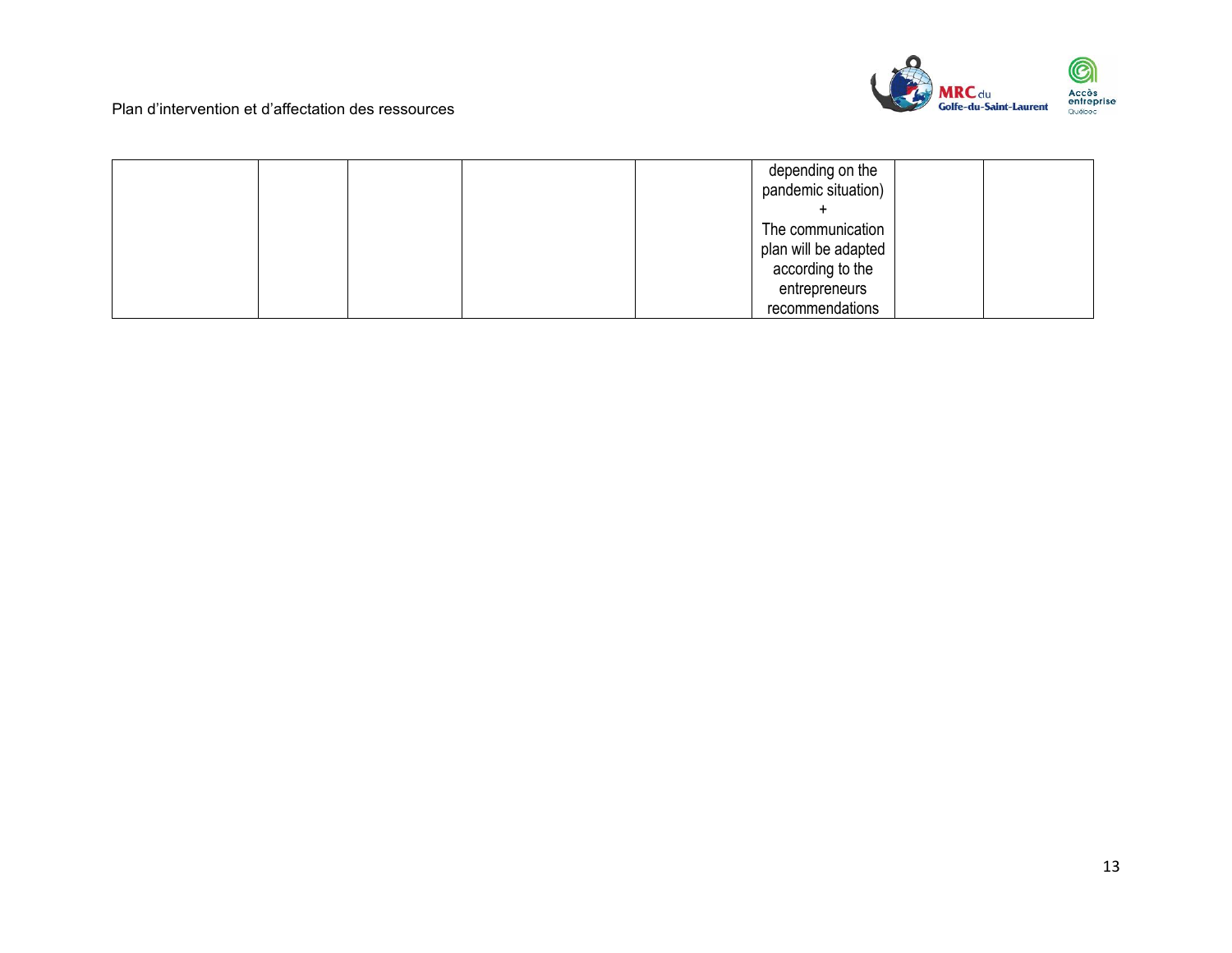| | | | | | | | |
|---|---|---|---|---|---|---|---|
| | | | | | depending on the pandemic situation) + The communication plan will be adapted according to the entrepreneurs recommendations | | |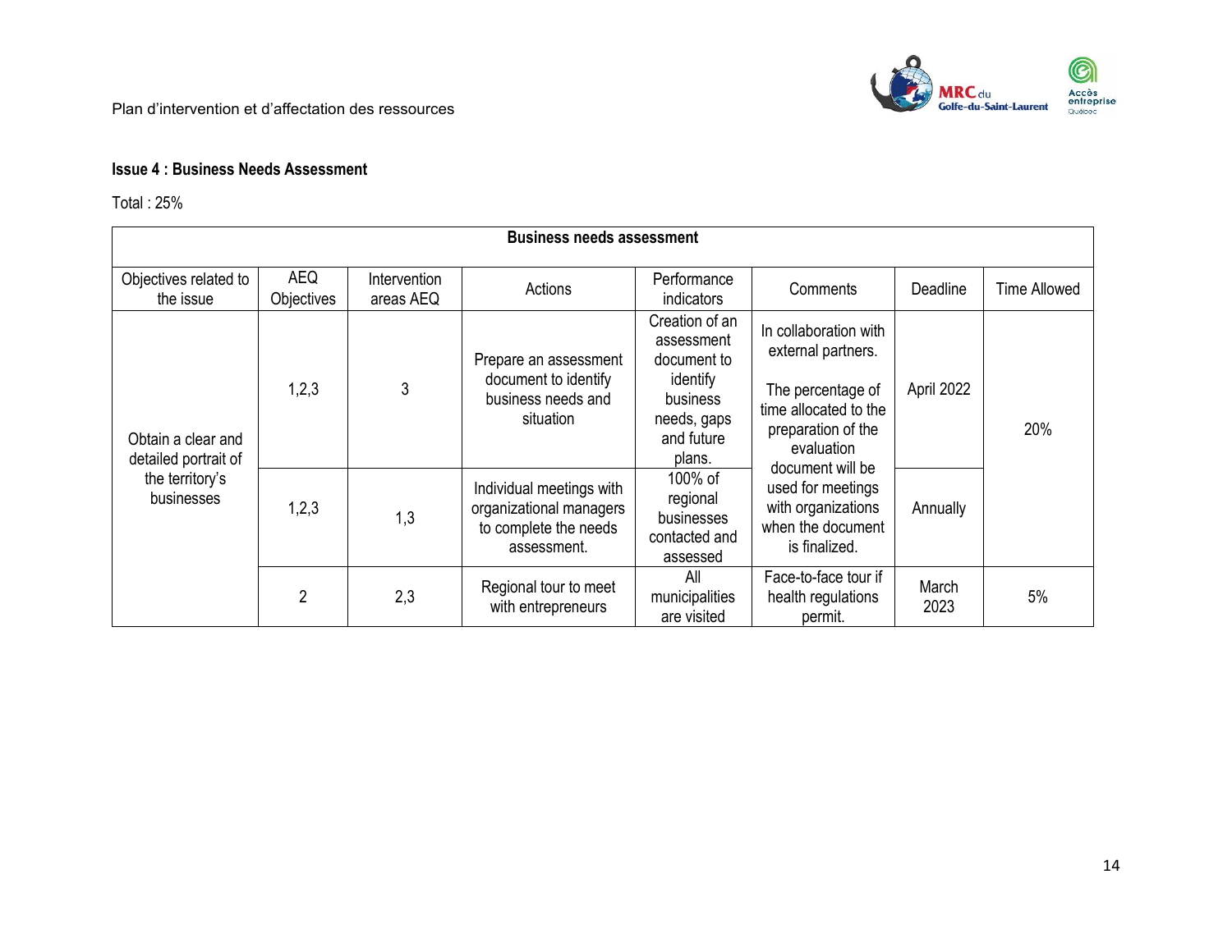**Issue 4 : Business Needs Assessment**

Total : 25%

| Business needs assessment | | | | | | | |
|---|---|---|---|---|---|---|---|
| Objectives related to the issue | AEQ Objectives | Intervention areas AEQ | Actions | Performance indicators | Comments | Deadline | Time Allowed |
| Obtain a clear and detailed portrait of the territory's businesses | 1,2,3 | 3 | Prepare an assessment document to identify business needs and situation | Creation of an assessment document to identify business needs, gaps and future plans. | In collaboration with external partners. The percentage of time allocated to the preparation of the evaluation document will be used for meetings with organizations when the document is finalized. | April 2022 | 20% |
| | 1,2,3 | 1,3 | Individual meetings with organizational managers to complete the needs assessment. | 100% of regional businesses contacted and assessed | | Annually | |
| | 2 | 2,3 | Regional tour to meet with entrepreneurs | All municipalities are visited | Face-to-face tour if health regulations permit. | March 2023 | 5% |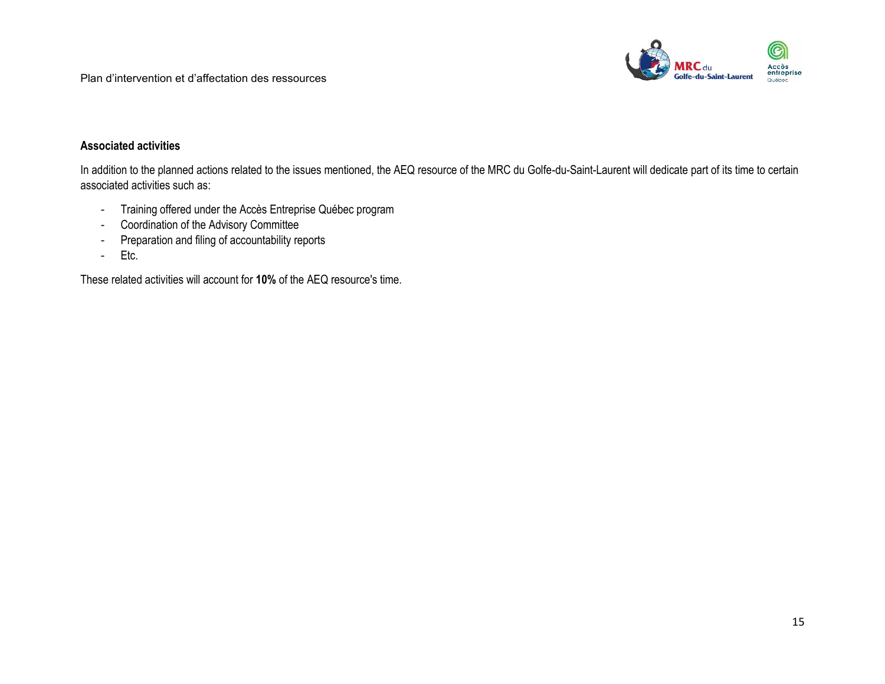**Associated activities**

In addition to the planned actions related to the issues mentioned, the AEQ resource of the MRC du Golfe-du-Saint-Laurent will dedicate part of its time to certain associated activities such as:

- Training offered under the Accès Entreprise Québec program
- Coordination of the Advisory Committee
- Preparation and filing of accountability reports
- Etc.

These related activities will account for **10%** of the AEQ resource's time.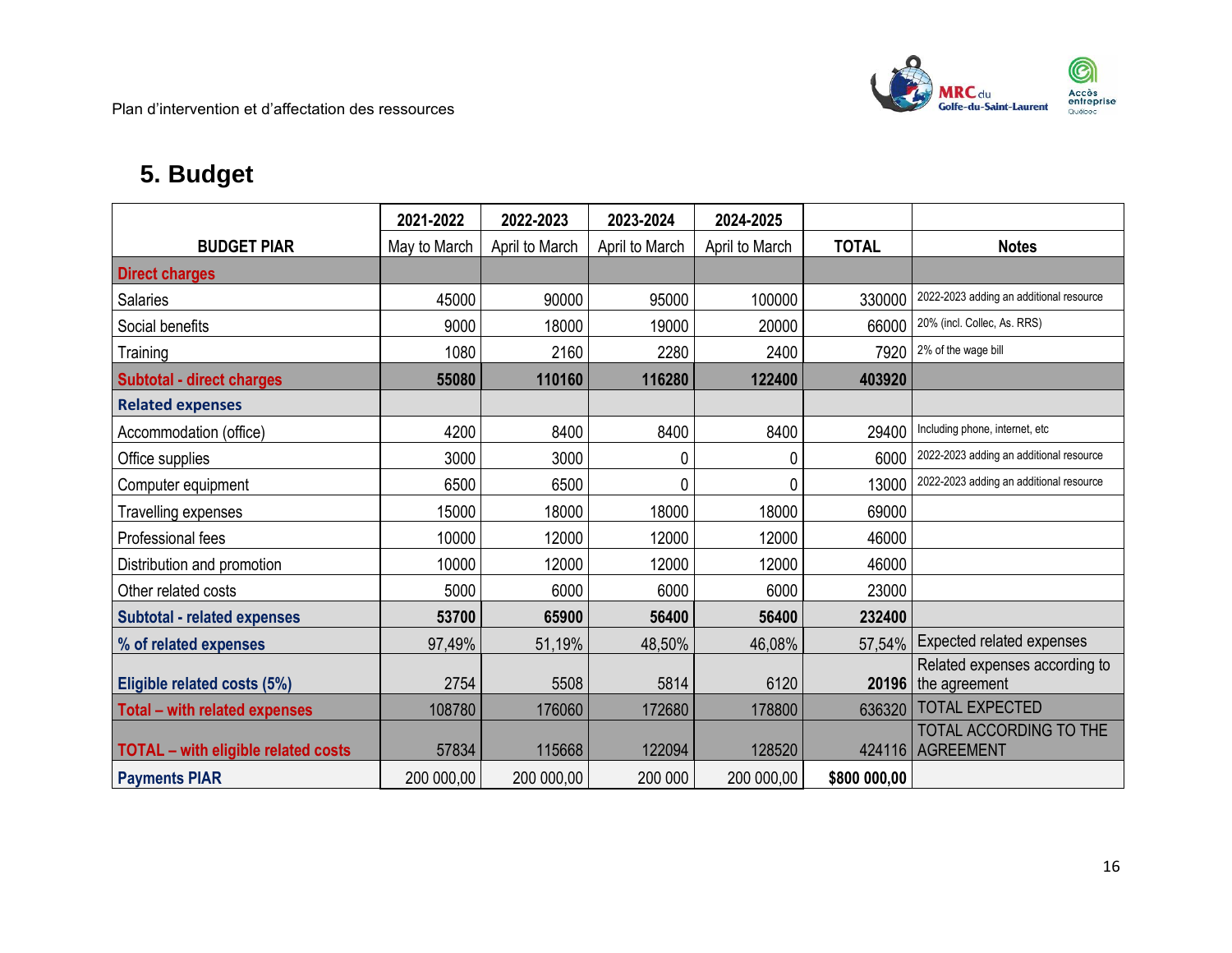## 5. Budget

| BUDGET PIAR | 2021-2022 May to March | 2022-2023 April to March | 2023-2024 April to March | 2024-2025 April to March | TOTAL | Notes |
|---|---|---|---|---|---|---|
| **Direct charges** | | | | | | |
| Salaries | 45000 | 90000 | 95000 | 100000 | 330000 | 2022-2023 adding an additional resource |
| Social benefits | 9000 | 18000 | 19000 | 20000 | 66000 | 20% (incl. Collec, As. RRS) |
| Training | 1080 | 2160 | 2280 | 2400 | 7920 | 2% of the wage bill |
| **Subtotal - direct charges** | **55080** | **110160** | **116280** | **122400** | **403920** | |
| **Related expenses** | | | | | | |
| Accommodation (office) | 4200 | 8400 | 8400 | 8400 | 29400 | Including phone, internet, etc |
| Office supplies | 3000 | 3000 | 0 | 0 | 6000 | 2022-2023 adding an additional resource |
| Computer equipment | 6500 | 6500 | 0 | 0 | 13000 | 2022-2023 adding an additional resource |
| Travelling expenses | 15000 | 18000 | 18000 | 18000 | 69000 | |
| Professional fees | 10000 | 12000 | 12000 | 12000 | 46000 | |
| Distribution and promotion | 10000 | 12000 | 12000 | 12000 | 46000 | |
| Other related costs | 5000 | 6000 | 6000 | 6000 | 23000 | |
| **Subtotal - related expenses** | **53700** | **65900** | **56400** | **56400** | **232400** | |
| **% of related expenses** | 97,49% | 51,19% | 48,50% | 46,08% | 57,54% | Expected related expenses |
| **Eligible related costs (5%)** | 2754 | 5508 | 5814 | 6120 | **20196** | Related expenses according to the agreement |
| **Total – with related expenses** | 108780 | 176060 | 172680 | 178800 | 636320 | TOTAL EXPECTED |
| **TOTAL – with eligible related costs** | 57834 | 115668 | 122094 | 128520 | 424116 | TOTAL ACCORDING TO THE AGREEMENT |
| **Payments PIAR** | 200 000,00 | 200 000,00 | 200 000 | 200 000,00 | **$800 000,00** | |